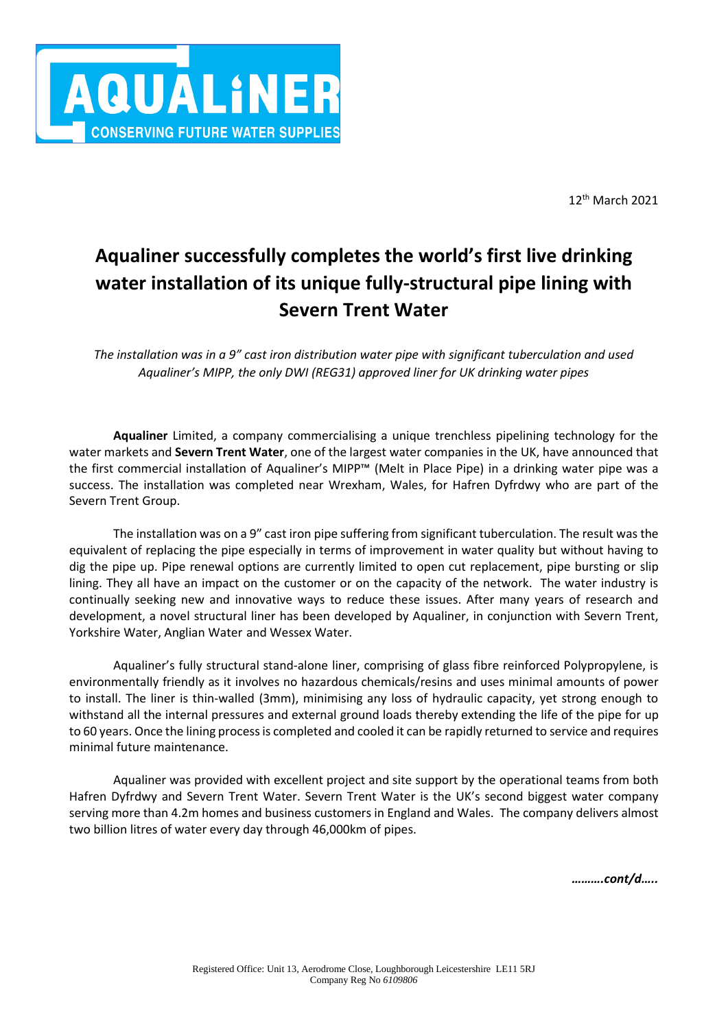AQUALiNER
CONSERVING FUTURE WATER SUPPLIES

12th March 2021

# Aqualiner successfully completes the world's first live drinking water installation of its unique fully-structural pipe lining with Severn Trent Water

*The installation was in a 9" cast iron distribution water pipe with significant tuberculation and used Aqualiner's MIPP, the only DWI (REG31) approved liner for UK drinking water pipes*

**Aqualiner** Limited, a company commercialising a unique trenchless pipelining technology for the water markets and **Severn Trent Water**, one of the largest water companies in the UK, have announced that the first commercial installation of Aqualiner's MIPP™ (Melt in Place Pipe) in a drinking water pipe was a success. The installation was completed near Wrexham, Wales, for Hafren Dyfrdwy who are part of the Severn Trent Group.

The installation was on a 9" cast iron pipe suffering from significant tuberculation. The result was the equivalent of replacing the pipe especially in terms of improvement in water quality but without having to dig the pipe up. Pipe renewal options are currently limited to open cut replacement, pipe bursting or slip lining. They all have an impact on the customer or on the capacity of the network. The water industry is continually seeking new and innovative ways to reduce these issues. After many years of research and development, a novel structural liner has been developed by Aqualiner, in conjunction with Severn Trent, Yorkshire Water, Anglian Water and Wessex Water.

Aqualiner's fully structural stand-alone liner, comprising of glass fibre reinforced Polypropylene, is environmentally friendly as it involves no hazardous chemicals/resins and uses minimal amounts of power to install. The liner is thin-walled (3mm), minimising any loss of hydraulic capacity, yet strong enough to withstand all the internal pressures and external ground loads thereby extending the life of the pipe for up to 60 years. Once the lining process is completed and cooled it can be rapidly returned to service and requires minimal future maintenance.

Aqualiner was provided with excellent project and site support by the operational teams from both Hafren Dyfrdwy and Severn Trent Water. Severn Trent Water is the UK's second biggest water company serving more than 4.2m homes and business customers in England and Wales. The company delivers almost two billion litres of water every day through 46,000km of pipes.

***……….cont/d…..***

Registered Office: Unit 13, Aerodrome Close, Loughborough Leicestershire LE11 5RJ
Company Reg No *6109806*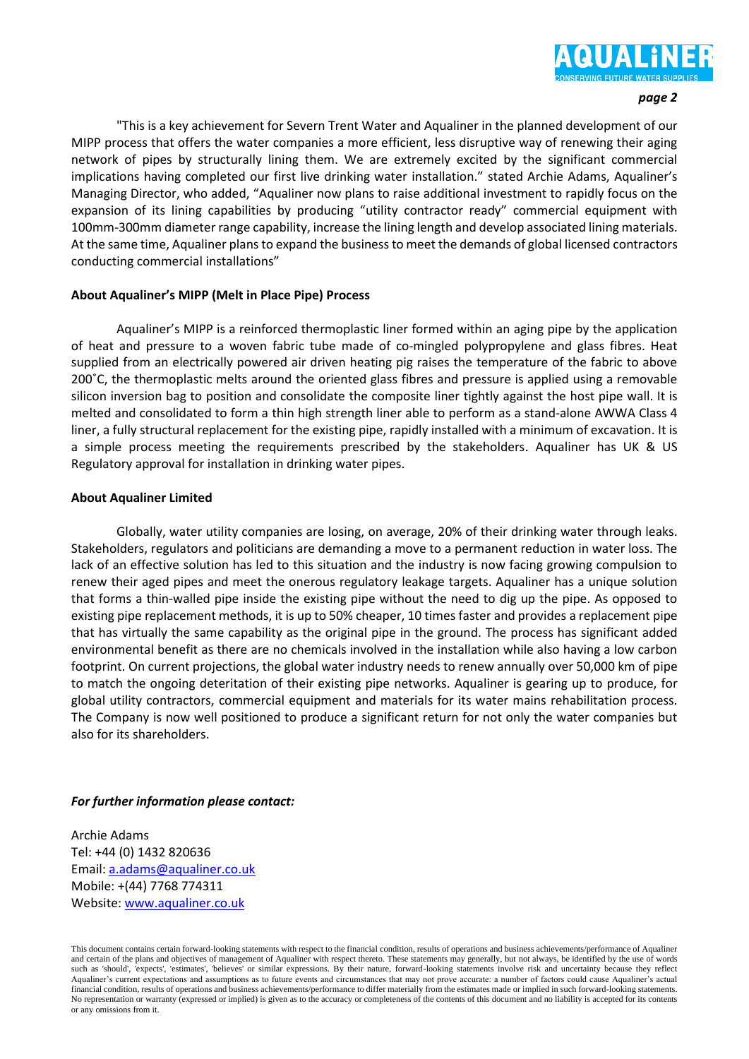"This is a key achievement for Severn Trent Water and Aqualiner in the planned development of our MIPP process that offers the water companies a more efficient, less disruptive way of renewing their aging network of pipes by structurally lining them. We are extremely excited by the significant commercial implications having completed our first live drinking water installation." stated Archie Adams, Aqualiner's Managing Director, who added, "Aqualiner now plans to raise additional investment to rapidly focus on the expansion of its lining capabilities by producing "utility contractor ready" commercial equipment with 100mm-300mm diameter range capability, increase the lining length and develop associated lining materials. At the same time, Aqualiner plans to expand the business to meet the demands of global licensed contractors conducting commercial installations"

**About Aqualiner's MIPP (Melt in Place Pipe) Process**

Aqualiner's MIPP is a reinforced thermoplastic liner formed within an aging pipe by the application of heat and pressure to a woven fabric tube made of co-mingled polypropylene and glass fibres. Heat supplied from an electrically powered air driven heating pig raises the temperature of the fabric to above 200˚C, the thermoplastic melts around the oriented glass fibres and pressure is applied using a removable silicon inversion bag to position and consolidate the composite liner tightly against the host pipe wall. It is melted and consolidated to form a thin high strength liner able to perform as a stand-alone AWWA Class 4 liner, a fully structural replacement for the existing pipe, rapidly installed with a minimum of excavation. It is a simple process meeting the requirements prescribed by the stakeholders. Aqualiner has UK & US Regulatory approval for installation in drinking water pipes.

**About Aqualiner Limited**

Globally, water utility companies are losing, on average, 20% of their drinking water through leaks. Stakeholders, regulators and politicians are demanding a move to a permanent reduction in water loss. The lack of an effective solution has led to this situation and the industry is now facing growing compulsion to renew their aged pipes and meet the onerous regulatory leakage targets. Aqualiner has a unique solution that forms a thin-walled pipe inside the existing pipe without the need to dig up the pipe. As opposed to existing pipe replacement methods, it is up to 50% cheaper, 10 times faster and provides a replacement pipe that has virtually the same capability as the original pipe in the ground. The process has significant added environmental benefit as there are no chemicals involved in the installation while also having a low carbon footprint. On current projections, the global water industry needs to renew annually over 50,000 km of pipe to match the ongoing deteritation of their existing pipe networks. Aqualiner is gearing up to produce, for global utility contractors, commercial equipment and materials for its water mains rehabilitation process. The Company is now well positioned to produce a significant return for not only the water companies but also for its shareholders.

***For further information please contact:***

Archie Adams
Tel: +44 (0) 1432 820636
Email: a.adams@aqualiner.co.uk
Mobile: +(44) 7768 774311
Website: www.aqualiner.co.uk

This document contains certain forward-looking statements with respect to the financial condition, results of operations and business achievements/performance of Aqualiner and certain of the plans and objectives of management of Aqualiner with respect thereto. These statements may generally, but not always, be identified by the use of words such as 'should', 'expects', 'estimates', 'believes' or similar expressions. By their nature, forward-looking statements involve risk and uncertainty because they reflect Aqualiner's current expectations and assumptions as to future events and circumstances that may not prove accurate: a number of factors could cause Aqualiner's actual financial condition, results of operations and business achievements/performance to differ materially from the estimates made or implied in such forward-looking statements. No representation or warranty (expressed or implied) is given as to the accuracy or completeness of the contents of this document and no liability is accepted for its contents or any omissions from it.